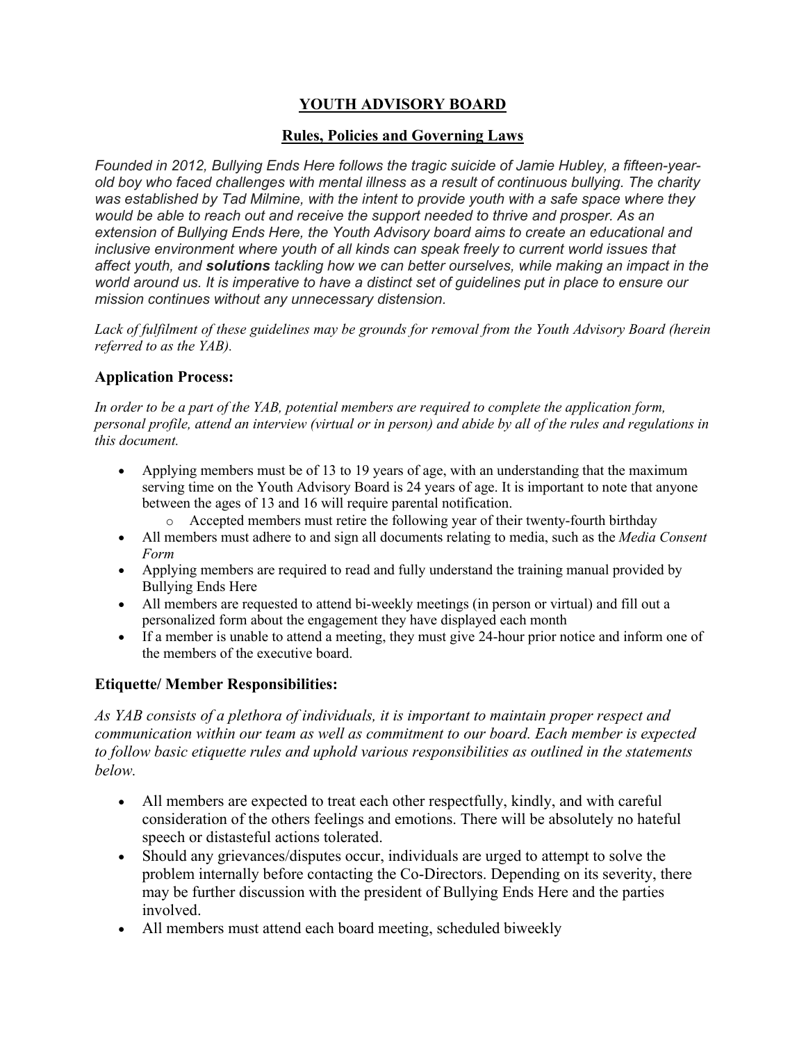# YOUTH ADVISORY BOARD

## Rules, Policies and Governing Laws

*Founded in 2012, Bullying Ends Here follows the tragic suicide of Jamie Hubley, a fifteen-year-old boy who faced challenges with mental illness as a result of continuous bullying. The charity was established by Tad Milmine, with the intent to provide youth with a safe space where they would be able to reach out and receive the support needed to thrive and prosper. As an extension of Bullying Ends Here, the Youth Advisory board aims to create an educational and inclusive environment where youth of all kinds can speak freely to current world issues that affect youth, and* ***solutions*** *tackling how we can better ourselves, while making an impact in the world around us. It is imperative to have a distinct set of guidelines put in place to ensure our mission continues without any unnecessary distension.*

*Lack of fulfilment of these guidelines may be grounds for removal from the Youth Advisory Board (herein referred to as the YAB).*

### Application Process:

*In order to be a part of the YAB, potential members are required to complete the application form, personal profile, attend an interview (virtual or in person) and abide by all of the rules and regulations in this document.*

- Applying members must be of 13 to 19 years of age, with an understanding that the maximum serving time on the Youth Advisory Board is 24 years of age. It is important to note that anyone between the ages of 13 and 16 will require parental notification.
    - Accepted members must retire the following year of their twenty-fourth birthday
- All members must adhere to and sign all documents relating to media, such as the *Media Consent Form*
- Applying members are required to read and fully understand the training manual provided by Bullying Ends Here
- All members are requested to attend bi-weekly meetings (in person or virtual) and fill out a personalized form about the engagement they have displayed each month
- If a member is unable to attend a meeting, they must give 24-hour prior notice and inform one of the members of the executive board.

### Etiquette/ Member Responsibilities:

*As YAB consists of a plethora of individuals, it is important to maintain proper respect and communication within our team as well as commitment to our board. Each member is expected to follow basic etiquette rules and uphold various responsibilities as outlined in the statements below.*

- All members are expected to treat each other respectfully, kindly, and with careful consideration of the others feelings and emotions. There will be absolutely no hateful speech or distasteful actions tolerated.
- Should any grievances/disputes occur, individuals are urged to attempt to solve the problem internally before contacting the Co-Directors. Depending on its severity, there may be further discussion with the president of Bullying Ends Here and the parties involved.
- All members must attend each board meeting, scheduled biweekly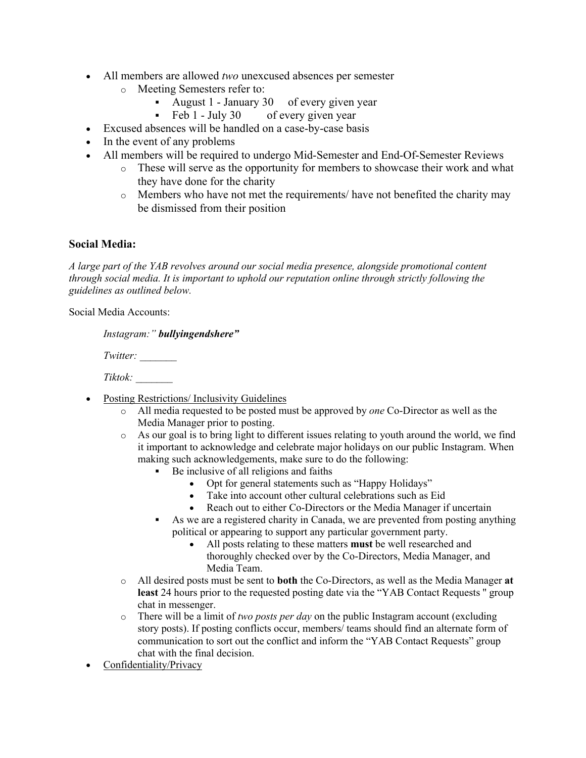- All members are allowed *two* unexcused absences per semester
  - Meeting Semesters refer to:
    - August 1 - January 30 of every given year
    - Feb 1 - July 30 of every given year
- Excused absences will be handled on a case-by-case basis
- In the event of any problems
- All members will be required to undergo Mid-Semester and End-Of-Semester Reviews
  - These will serve as the opportunity for members to showcase their work and what they have done for the charity
  - Members who have not met the requirements/ have not benefited the charity may be dismissed from their position

### Social Media:

*A large part of the YAB revolves around our social media presence, alongside promotional content through social media. It is important to uphold our reputation online through strictly following the guidelines as outlined below.*

Social Media Accounts:

*Instagram:" **bullyingendshere"***

*Twitter:* _______

*Tiktok:* _______

- Posting Restrictions/ Inclusivity Guidelines
  - All media requested to be posted must be approved by *one* Co-Director as well as the Media Manager prior to posting.
  - As our goal is to bring light to different issues relating to youth around the world, we find it important to acknowledge and celebrate major holidays on our public Instagram. When making such acknowledgements, make sure to do the following:
    - Be inclusive of all religions and faiths
      - Opt for general statements such as "Happy Holidays"
      - Take into account other cultural celebrations such as Eid
      - Reach out to either Co-Directors or the Media Manager if uncertain
    - As we are a registered charity in Canada, we are prevented from posting anything political or appearing to support any particular government party.
      - All posts relating to these matters **must** be well researched and thoroughly checked over by the Co-Directors, Media Manager, and Media Team.
  - All desired posts must be sent to **both** the Co-Directors, as well as the Media Manager **at least** 24 hours prior to the requested posting date via the "YAB Contact Requests " group chat in messenger.
  - There will be a limit of *two posts per day* on the public Instagram account (excluding story posts). If posting conflicts occur, members/ teams should find an alternate form of communication to sort out the conflict and inform the "YAB Contact Requests" group chat with the final decision.
- Confidentiality/Privacy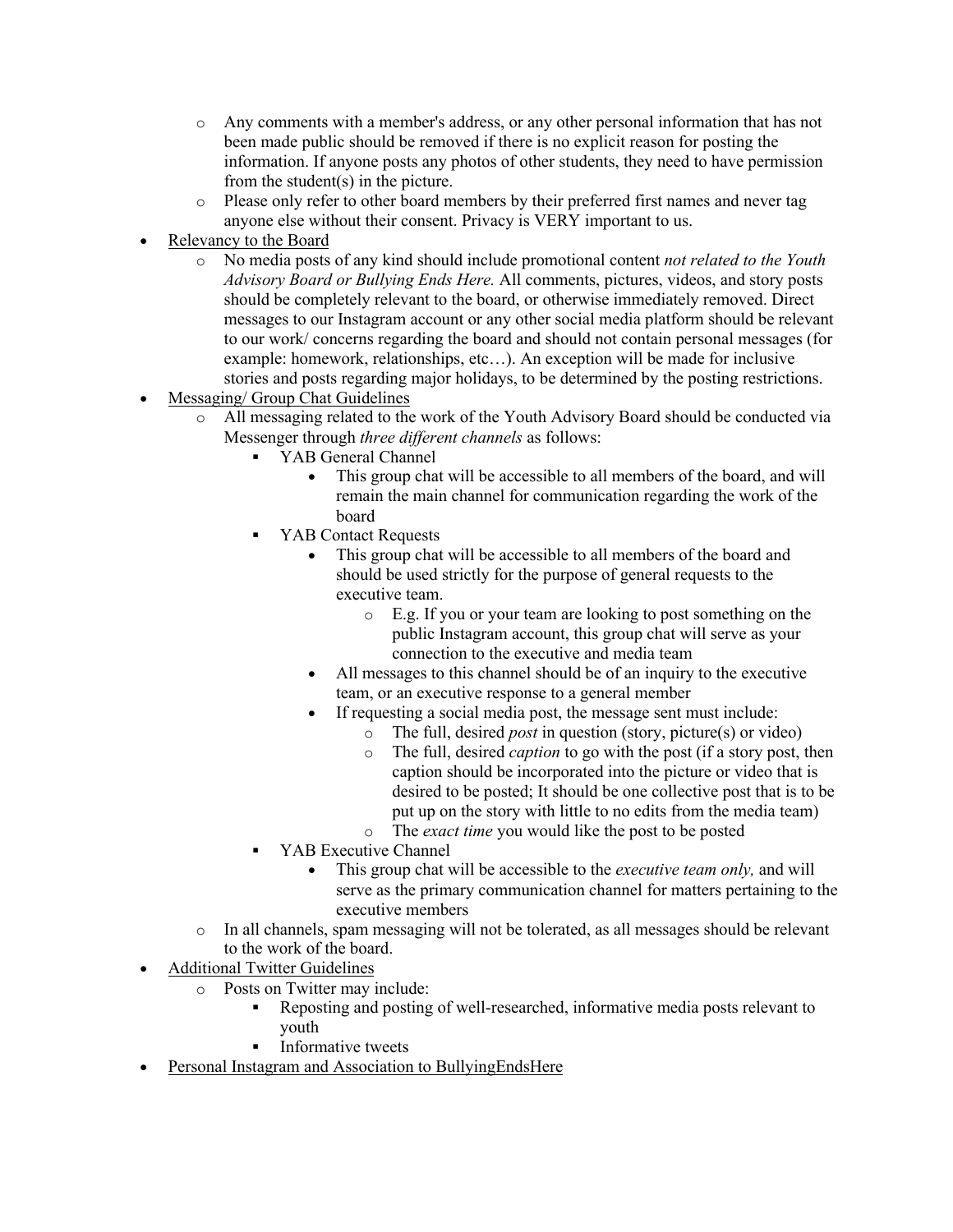- Any comments with a member's address, or any other personal information that has not been made public should be removed if there is no explicit reason for posting the information. If anyone posts any photos of other students, they need to have permission from the student(s) in the picture.
  - Please only refer to other board members by their preferred first names and never tag anyone else without their consent. Privacy is VERY important to us.
- <u>Relevancy to the Board</u>
  - No media posts of any kind should include promotional content *not related to the Youth Advisory Board or Bullying Ends Here.* All comments, pictures, videos, and story posts should be completely relevant to the board, or otherwise immediately removed. Direct messages to our Instagram account or any other social media platform should be relevant to our work/ concerns regarding the board and should not contain personal messages (for example: homework, relationships, etc…). An exception will be made for inclusive stories and posts regarding major holidays, to be determined by the posting restrictions.
- <u>Messaging/ Group Chat Guidelines</u>
  - All messaging related to the work of the Youth Advisory Board should be conducted via Messenger through *three different channels* as follows:
    - YAB General Channel
      - This group chat will be accessible to all members of the board, and will remain the main channel for communication regarding the work of the board
    - YAB Contact Requests
      - This group chat will be accessible to all members of the board and should be used strictly for the purpose of general requests to the executive team.
        - E.g. If you or your team are looking to post something on the public Instagram account, this group chat will serve as your connection to the executive and media team
      - All messages to this channel should be of an inquiry to the executive team, or an executive response to a general member
      - If requesting a social media post, the message sent must include:
        - The full, desired *post* in question (story, picture(s) or video)
        - The full, desired *caption* to go with the post (if a story post, then caption should be incorporated into the picture or video that is desired to be posted; It should be one collective post that is to be put up on the story with little to no edits from the media team)
        - The *exact time* you would like the post to be posted
    - YAB Executive Channel
      - This group chat will be accessible to the *executive team only,* and will serve as the primary communication channel for matters pertaining to the executive members
  - In all channels, spam messaging will not be tolerated, as all messages should be relevant to the work of the board.
- <u>Additional Twitter Guidelines</u>
  - Posts on Twitter may include:
    - Reposting and posting of well-researched, informative media posts relevant to youth
    - Informative tweets
- <u>Personal Instagram and Association to BullyingEndsHere</u>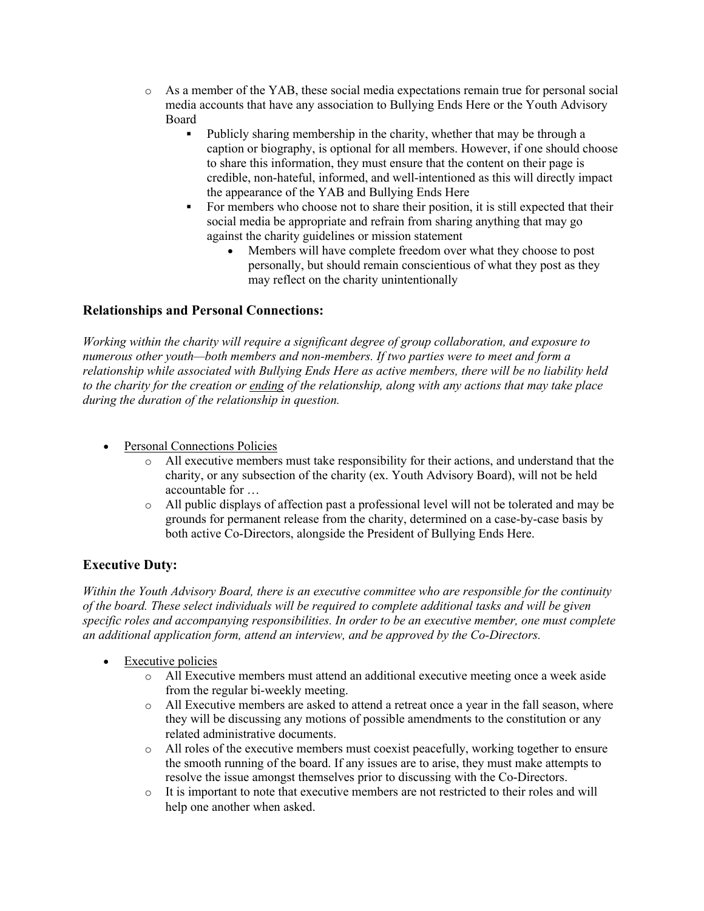- As a member of the YAB, these social media expectations remain true for personal social media accounts that have any association to Bullying Ends Here or the Youth Advisory Board
    - Publicly sharing membership in the charity, whether that may be through a caption or biography, is optional for all members. However, if one should choose to share this information, they must ensure that the content on their page is credible, non-hateful, informed, and well-intentioned as this will directly impact the appearance of the YAB and Bullying Ends Here
    - For members who choose not to share their position, it is still expected that their social media be appropriate and refrain from sharing anything that may go against the charity guidelines or mission statement
        - Members will have complete freedom over what they choose to post personally, but should remain conscientious of what they post as they may reflect on the charity unintentionally

### Relationships and Personal Connections:

*Working within the charity will require a significant degree of group collaboration, and exposure to numerous other youth—both members and non-members. If two parties were to meet and form a relationship while associated with Bullying Ends Here as active members, there will be no liability held to the charity for the creation or <u>ending</u> of the relationship, along with any actions that may take place during the duration of the relationship in question.*

- <u>Personal Connections Policies</u>
    - All executive members must take responsibility for their actions, and understand that the charity, or any subsection of the charity (ex. Youth Advisory Board), will not be held accountable for …
    - All public displays of affection past a professional level will not be tolerated and may be grounds for permanent release from the charity, determined on a case-by-case basis by both active Co-Directors, alongside the President of Bullying Ends Here.

### Executive Duty:

*Within the Youth Advisory Board, there is an executive committee who are responsible for the continuity of the board. These select individuals will be required to complete additional tasks and will be given specific roles and accompanying responsibilities. In order to be an executive member, one must complete an additional application form, attend an interview, and be approved by the Co-Directors.*

- <u>Executive policies</u>
    - All Executive members must attend an additional executive meeting once a week aside from the regular bi-weekly meeting.
    - All Executive members are asked to attend a retreat once a year in the fall season, where they will be discussing any motions of possible amendments to the constitution or any related administrative documents.
    - All roles of the executive members must coexist peacefully, working together to ensure the smooth running of the board. If any issues are to arise, they must make attempts to resolve the issue amongst themselves prior to discussing with the Co-Directors.
    - It is important to note that executive members are not restricted to their roles and will help one another when asked.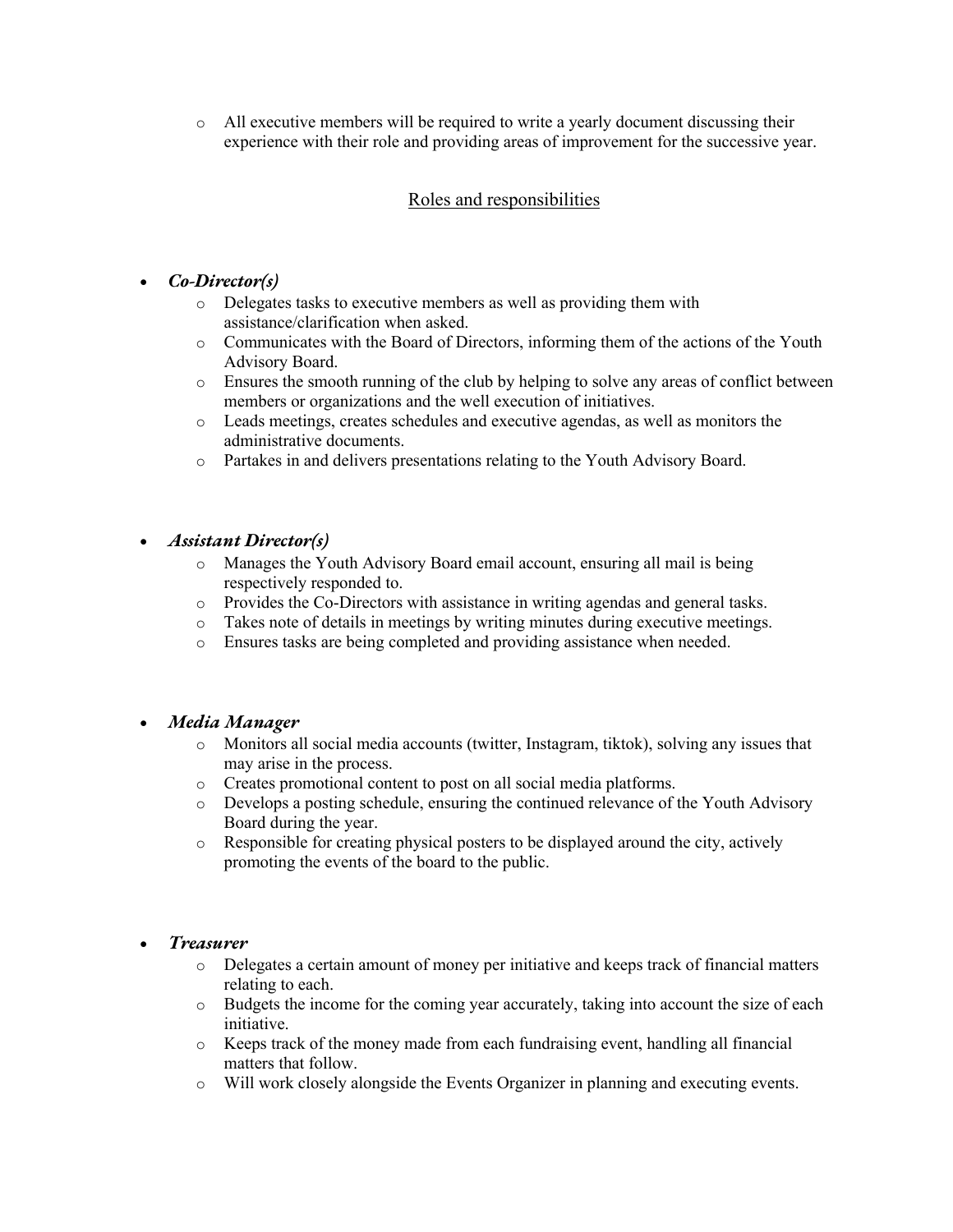- All executive members will be required to write a yearly document discussing their experience with their role and providing areas of improvement for the successive year.

## <u>Roles and responsibilities</u>

- ***Co-Director(s)***
  - Delegates tasks to executive members as well as providing them with assistance/clarification when asked.
  - Communicates with the Board of Directors, informing them of the actions of the Youth Advisory Board.
  - Ensures the smooth running of the club by helping to solve any areas of conflict between members or organizations and the well execution of initiatives.
  - Leads meetings, creates schedules and executive agendas, as well as monitors the administrative documents.
  - Partakes in and delivers presentations relating to the Youth Advisory Board.

- ***Assistant Director(s)***
  - Manages the Youth Advisory Board email account, ensuring all mail is being respectively responded to.
  - Provides the Co-Directors with assistance in writing agendas and general tasks.
  - Takes note of details in meetings by writing minutes during executive meetings.
  - Ensures tasks are being completed and providing assistance when needed.

- ***Media Manager***
  - Monitors all social media accounts (twitter, Instagram, tiktok), solving any issues that may arise in the process.
  - Creates promotional content to post on all social media platforms.
  - Develops a posting schedule, ensuring the continued relevance of the Youth Advisory Board during the year.
  - Responsible for creating physical posters to be displayed around the city, actively promoting the events of the board to the public.

- ***Treasurer***
  - Delegates a certain amount of money per initiative and keeps track of financial matters relating to each.
  - Budgets the income for the coming year accurately, taking into account the size of each initiative.
  - Keeps track of the money made from each fundraising event, handling all financial matters that follow.
  - Will work closely alongside the Events Organizer in planning and executing events.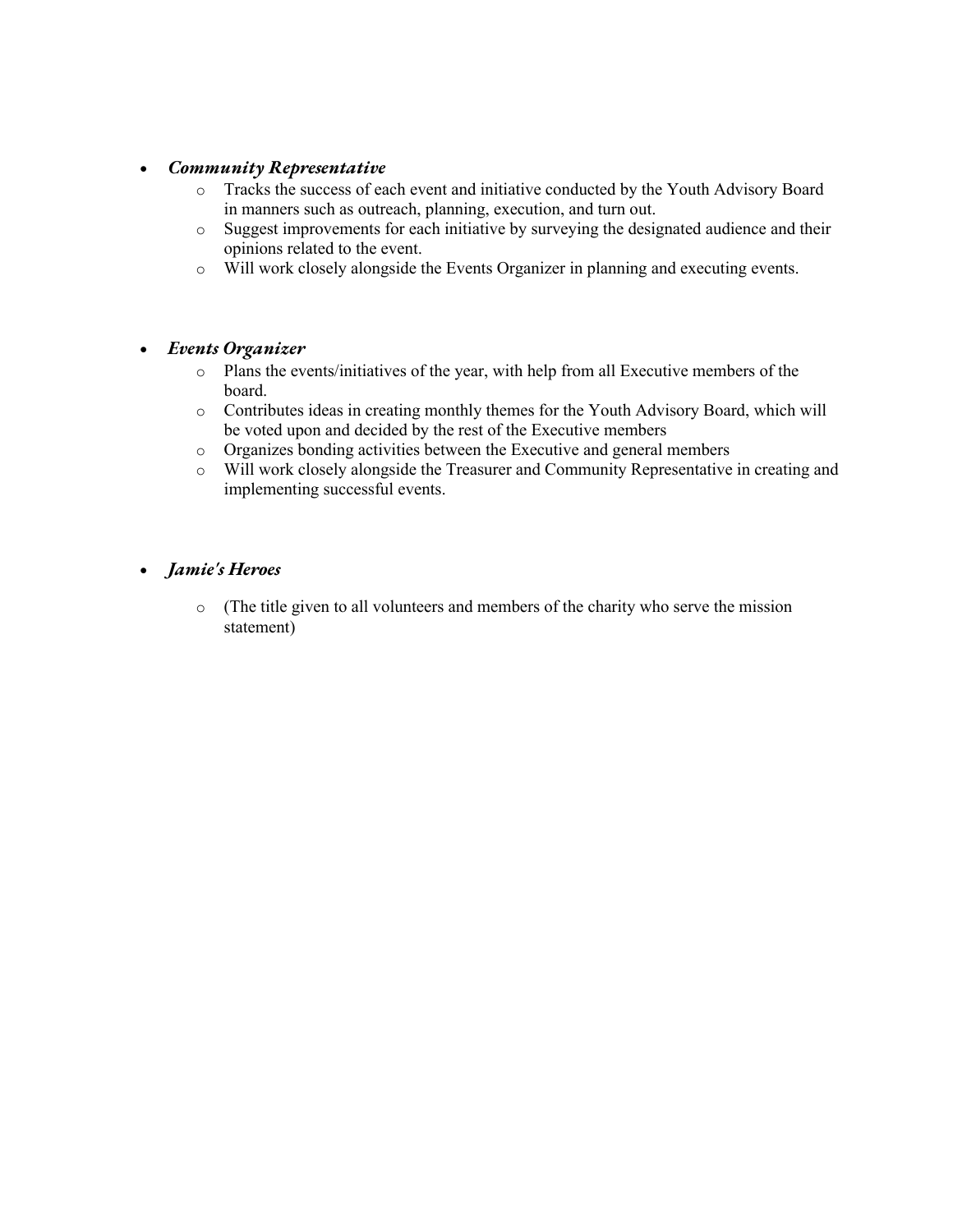- ***Community Representative***
    - Tracks the success of each event and initiative conducted by the Youth Advisory Board in manners such as outreach, planning, execution, and turn out.
    - Suggest improvements for each initiative by surveying the designated audience and their opinions related to the event.
    - Will work closely alongside the Events Organizer in planning and executing events.

- ***Events Organizer***
    - Plans the events/initiatives of the year, with help from all Executive members of the board.
    - Contributes ideas in creating monthly themes for the Youth Advisory Board, which will be voted upon and decided by the rest of the Executive members
    - Organizes bonding activities between the Executive and general members
    - Will work closely alongside the Treasurer and Community Representative in creating and implementing successful events.

- ***Jamie's Heroes***
    - (The title given to all volunteers and members of the charity who serve the mission statement)